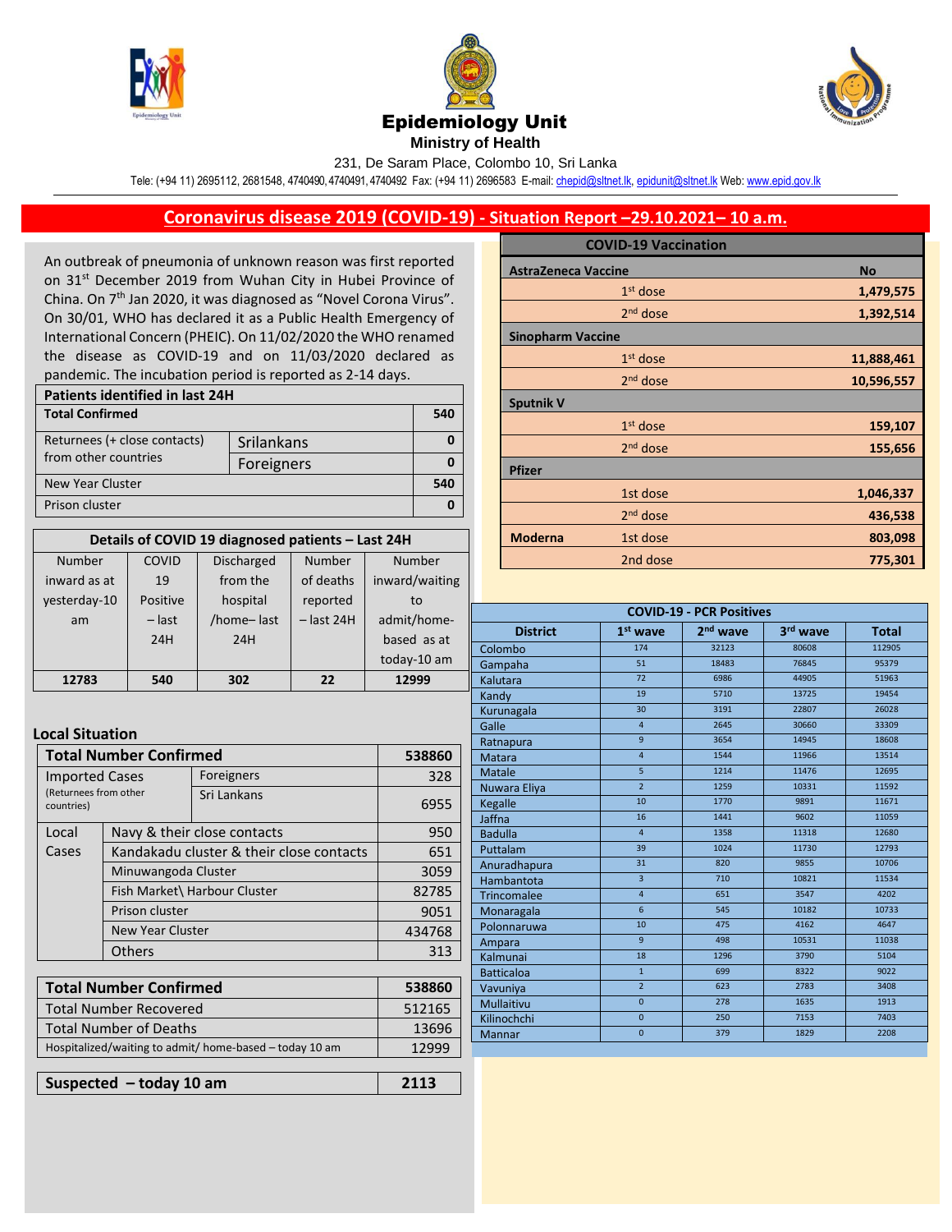# Epidemiology Unit

**Ministry of Health**

231, De Saram Place, Colombo 10, Sri Lanka

Tele: (+94 11) 2695112, 2681548, 4740490, 4740491, 4740492 Fax: (+94 11) 2696583 E-mail: chepid@sltnet.lk, epidunit@sltnet.lk Web: www.epid.gov.lk

## Coronavirus disease 2019 (COVID-19) - Situation Report –29.10.2021– 10 a.m.

An outbreak of pneumonia of unknown reason was first reported on 31st December 2019 from Wuhan City in Hubei Province of China. On 7th Jan 2020, it was diagnosed as "Novel Corona Virus". On 30/01, WHO has declared it as a Public Health Emergency of International Concern (PHEIC). On 11/02/2020 the WHO renamed the disease as COVID-19 and on 11/03/2020 declared as pandemic. The incubation period is reported as 2-14 days.

| Patients identified in last 24H | | |
|---|---|---|
| **Total Confirmed** | | **540** |
| Returnees (+ close contacts) from other countries | Srilankans | 0 |
| | Foreigners | 0 |
| New Year Cluster | | 540 |
| Prison cluster | | 0 |

| Details of COVID 19 diagnosed patients – Last 24H | | | | |
|---|---|---|---|---|
| Number inward as at yesterday-10 am | COVID 19 Positive – last 24H | Discharged from the hospital /home– last 24H | Number of deaths reported – last 24H | Number inward/waiting to admit/home-based as at today-10 am |
| **12783** | **540** | **302** | **22** | **12999** |

### Local Situation

| **Total Number Confirmed** | | | **538860** |
|---|---|---|---|
| Imported Cases (Returnees from other countries) | | Foreigners | 328 |
| | | Sri Lankans | 6955 |
| Local Cases | Navy & their close contacts | | 950 |
| | Kandakadu cluster & their close contacts | | 651 |
| | Minuwangoda Cluster | | 3059 |
| | Fish Market\ Harbour Cluster | | 82785 |
| | Prison cluster | | 9051 |
| | New Year Cluster | | 434768 |
| | Others | | 313 |

| **Total Number Confirmed** | **538860** |
|---|---|
| Total Number Recovered | 512165 |
| Total Number of Deaths | 13696 |
| Hospitalized/waiting to admit/ home-based – today 10 am | 12999 |

| **Suspected – today 10 am** | **2113** |
|---|---|

| COVID-19 Vaccination | | |
|---|---|---|
| **AstraZeneca Vaccine** | | **No** |
| | 1st dose | **1,479,575** |
| | 2nd dose | **1,392,514** |
| **Sinopharm Vaccine** | | |
| | 1st dose | **11,888,461** |
| | 2nd dose | **10,596,557** |
| **Sputnik V** | | |
| | 1st dose | **159,107** |
| | 2nd dose | **155,656** |
| **Pfizer** | | |
| | 1st dose | **1,046,337** |
| | 2nd dose | **436,538** |
| **Moderna** | 1st dose | **803,098** |
| | 2nd dose | **775,301** |

| COVID-19 - PCR Positives | | | | |
|---|---|---|---|---|
| **District** | **1st wave** | **2nd wave** | **3rd wave** | **Total** |
| Colombo | 174 | 32123 | 80608 | 112905 |
| Gampaha | 51 | 18483 | 76845 | 95379 |
| Kalutara | 72 | 6986 | 44905 | 51963 |
| Kandy | 19 | 5710 | 13725 | 19454 |
| Kurunagala | 30 | 3191 | 22807 | 26028 |
| Galle | 4 | 2645 | 30660 | 33309 |
| Ratnapura | 9 | 3654 | 14945 | 18608 |
| Matara | 4 | 1544 | 11966 | 13514 |
| Matale | 5 | 1214 | 11476 | 12695 |
| Nuwara Eliya | 2 | 1259 | 10331 | 11592 |
| Kegalle | 10 | 1770 | 9891 | 11671 |
| Jaffna | 16 | 1441 | 9602 | 11059 |
| Badulla | 4 | 1358 | 11318 | 12680 |
| Puttalam | 39 | 1024 | 11730 | 12793 |
| Anuradhapura | 31 | 820 | 9855 | 10706 |
| Hambantota | 3 | 710 | 10821 | 11534 |
| Trincomalee | 4 | 651 | 3547 | 4202 |
| Monaragala | 6 | 545 | 10182 | 10733 |
| Polonnaruwa | 10 | 475 | 4162 | 4647 |
| Ampara | 9 | 498 | 10531 | 11038 |
| Kalmunai | 18 | 1296 | 3790 | 5104 |
| Batticaloa | 1 | 699 | 8322 | 9022 |
| Vavuniya | 2 | 623 | 2783 | 3408 |
| Mullaitivu | 0 | 278 | 1635 | 1913 |
| Kilinochchi | 0 | 250 | 7153 | 7403 |
| Mannar | 0 | 379 | 1829 | 2208 |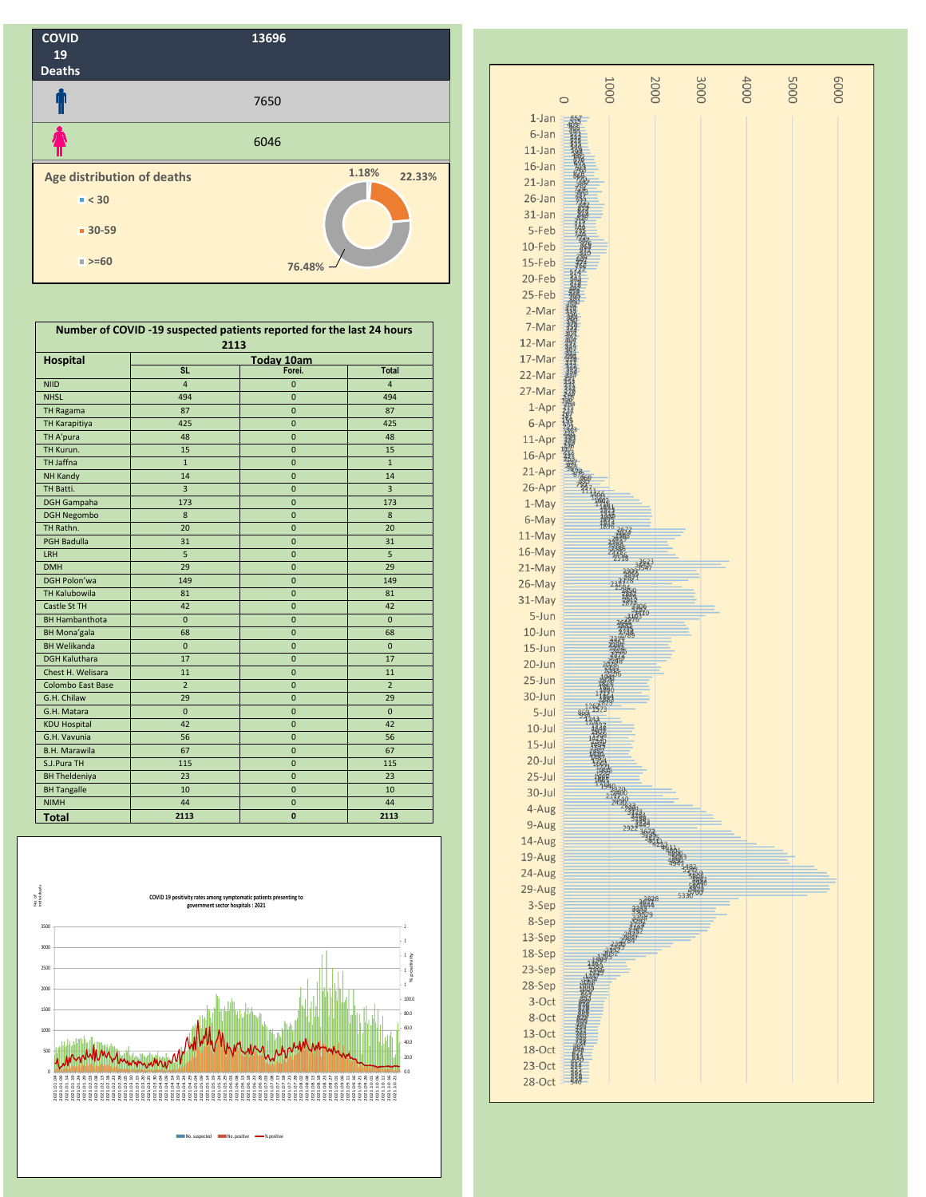| COVID 19 Deaths | 13696 |
|---|---|
| Male | 7650 |
| Female | 6046 |

**Age distribution of deaths**

- < 30
- 30-59
- >=60

1.18%
22.33%
76.48%

| Number of COVID -19 suspected patients reported for the last 24 hours 2113 | | | |
|---|---|---|---|
| Hospital | Today 10am | | |
| | SL | Forei. | Total |
| NIID | 4 | 0 | 4 |
| NHSL | 494 | 0 | 494 |
| TH Ragama | 87 | 0 | 87 |
| TH Karapitiya | 425 | 0 | 425 |
| TH A'pura | 48 | 0 | 48 |
| TH Kurun. | 15 | 0 | 15 |
| TH Jaffna | 1 | 0 | 1 |
| NH Kandy | 14 | 0 | 14 |
| TH Batti. | 3 | 0 | 3 |
| DGH Gampaha | 173 | 0 | 173 |
| DGH Negombo | 8 | 0 | 8 |
| TH Rathn. | 20 | 0 | 20 |
| PGH Badulla | 31 | 0 | 31 |
| LRH | 5 | 0 | 5 |
| DMH | 29 | 0 | 29 |
| DGH Polon'wa | 149 | 0 | 149 |
| TH Kalubowila | 81 | 0 | 81 |
| Castle St TH | 42 | 0 | 42 |
| BH Hambanthota | 0 | 0 | 0 |
| BH Mona'gala | 68 | 0 | 68 |
| BH Welikanda | 0 | 0 | 0 |
| DGH Kaluthara | 17 | 0 | 17 |
| Chest H. Welisara | 11 | 0 | 11 |
| Colombo East Base | 2 | 0 | 2 |
| G.H. Chilaw | 29 | 0 | 29 |
| G.H. Matara | 0 | 0 | 0 |
| KDU Hospital | 42 | 0 | 42 |
| G.H. Vavunia | 56 | 0 | 56 |
| B.H. Marawila | 67 | 0 | 67 |
| S.J.Pura TH | 115 | 0 | 115 |
| BH Theldeniya | 23 | 0 | 23 |
| BH Tangalle | 10 | 0 | 10 |
| NIMH | 44 | 0 | 44 |
| **Total** | **2113** | **0** | **2113** |

COVID 19 positivity rates among symptomatic patients presenting to government sector hospitals : 2021

No. of individuals

% positivity

No. suspected  No. positive  % positive